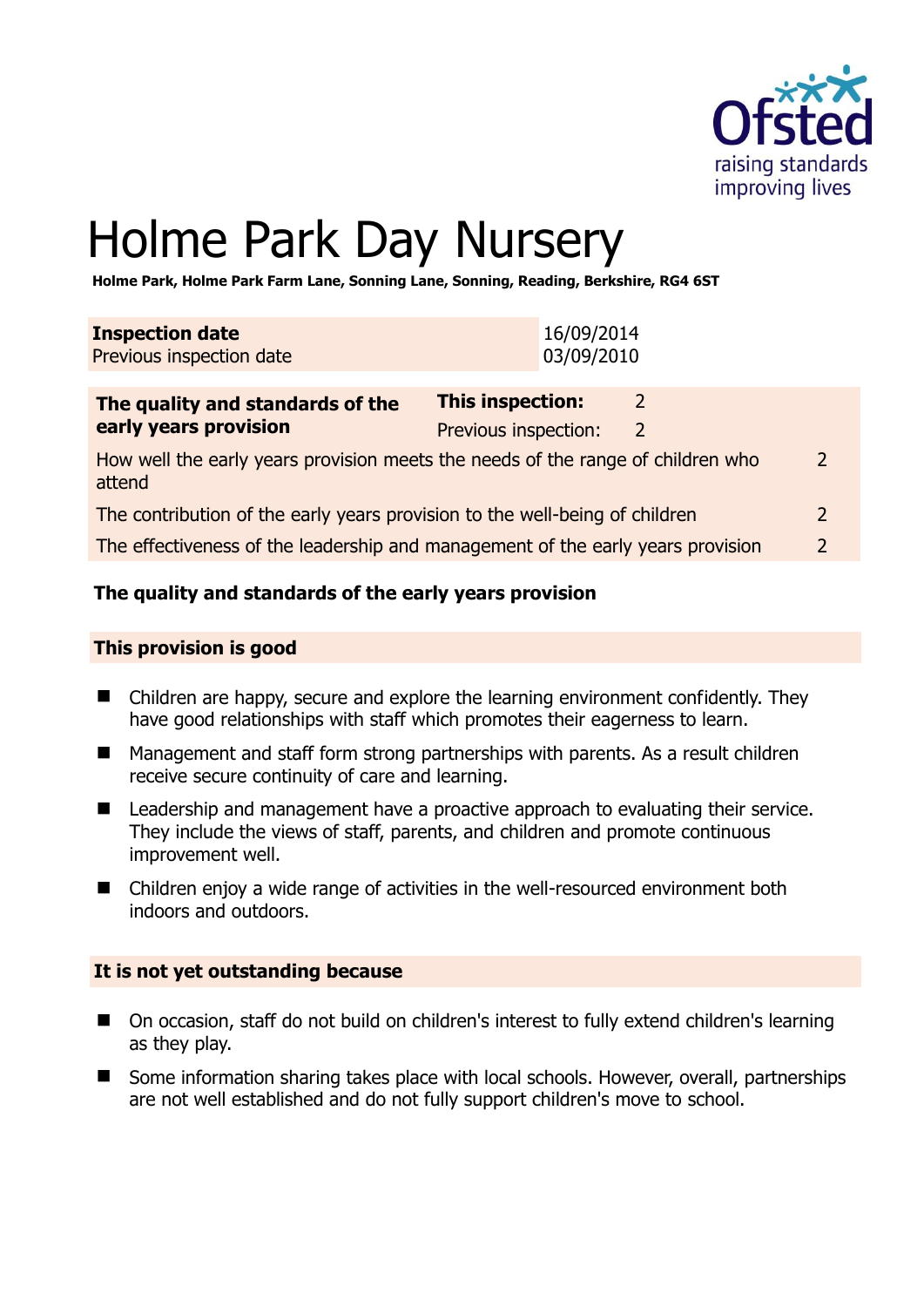# Holme Park Day Nursery

**Holme Park, Holme Park Farm Lane, Sonning Lane, Sonning, Reading, Berkshire, RG4 6ST**

| **Inspection date** | 16/09/2014 |
|---|---|
| Previous inspection date | 03/09/2010 |

| **The quality and standards of the early years provision** | **This inspection:** | 2 |
|---|---|---|
| | Previous inspection: | 2 |
| How well the early years provision meets the needs of the range of children who attend | | 2 |
| The contribution of the early years provision to the well-being of children | | 2 |
| The effectiveness of the leadership and management of the early years provision | | 2 |

## The quality and standards of the early years provision

### This provision is good

- Children are happy, secure and explore the learning environment confidently. They have good relationships with staff which promotes their eagerness to learn.
- Management and staff form strong partnerships with parents. As a result children receive secure continuity of care and learning.
- Leadership and management have a proactive approach to evaluating their service. They include the views of staff, parents, and children and promote continuous improvement well.
- Children enjoy a wide range of activities in the well-resourced environment both indoors and outdoors.

### It is not yet outstanding because

- On occasion, staff do not build on children's interest to fully extend children's learning as they play.
- Some information sharing takes place with local schools. However, overall, partnerships are not well established and do not fully support children's move to school.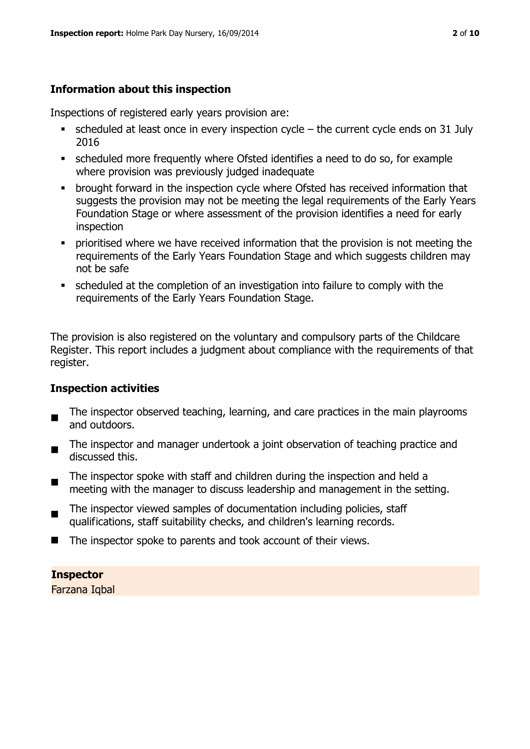### Information about this inspection

Inspections of registered early years provision are:

- scheduled at least once in every inspection cycle – the current cycle ends on 31 July 2016
- scheduled more frequently where Ofsted identifies a need to do so, for example where provision was previously judged inadequate
- brought forward in the inspection cycle where Ofsted has received information that suggests the provision may not be meeting the legal requirements of the Early Years Foundation Stage or where assessment of the provision identifies a need for early inspection
- prioritised where we have received information that the provision is not meeting the requirements of the Early Years Foundation Stage and which suggests children may not be safe
- scheduled at the completion of an investigation into failure to comply with the requirements of the Early Years Foundation Stage.

The provision is also registered on the voluntary and compulsory parts of the Childcare Register. This report includes a judgment about compliance with the requirements of that register.

### Inspection activities

- The inspector observed teaching, learning, and care practices in the main playrooms and outdoors.
- The inspector and manager undertook a joint observation of teaching practice and discussed this.
- The inspector spoke with staff and children during the inspection and held a meeting with the manager to discuss leadership and management in the setting.
- The inspector viewed samples of documentation including policies, staff qualifications, staff suitability checks, and children's learning records.
- The inspector spoke to parents and took account of their views.

**Inspector**
Farzana Iqbal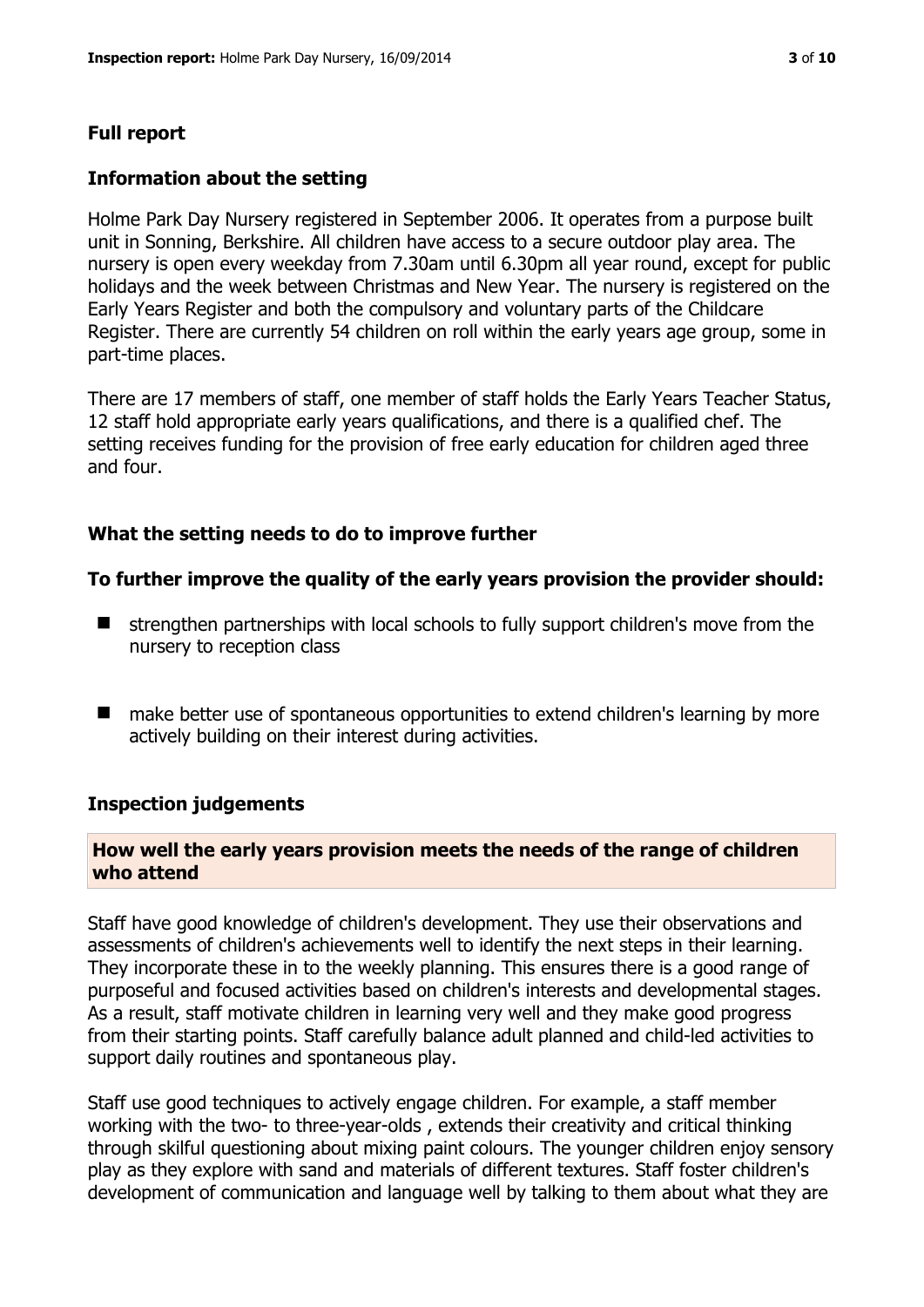## Full report

### Information about the setting

Holme Park Day Nursery registered in September 2006. It operates from a purpose built unit in Sonning, Berkshire. All children have access to a secure outdoor play area. The nursery is open every weekday from 7.30am until 6.30pm all year round, except for public holidays and the week between Christmas and New Year. The nursery is registered on the Early Years Register and both the compulsory and voluntary parts of the Childcare Register. There are currently 54 children on roll within the early years age group, some in part-time places.

There are 17 members of staff, one member of staff holds the Early Years Teacher Status, 12 staff hold appropriate early years qualifications, and there is a qualified chef. The setting receives funding for the provision of free early education for children aged three and four.

### What the setting needs to do to improve further

**To further improve the quality of the early years provision the provider should:**

- strengthen partnerships with local schools to fully support children's move from the nursery to reception class
- make better use of spontaneous opportunities to extend children's learning by more actively building on their interest during activities.

### Inspection judgements

**How well the early years provision meets the needs of the range of children who attend**

Staff have good knowledge of children's development. They use their observations and assessments of children's achievements well to identify the next steps in their learning. They incorporate these in to the weekly planning. This ensures there is a good range of purposeful and focused activities based on children's interests and developmental stages. As a result, staff motivate children in learning very well and they make good progress from their starting points. Staff carefully balance adult planned and child-led activities to support daily routines and spontaneous play.

Staff use good techniques to actively engage children. For example, a staff member working with the two- to three-year-olds , extends their creativity and critical thinking through skilful questioning about mixing paint colours. The younger children enjoy sensory play as they explore with sand and materials of different textures. Staff foster children's development of communication and language well by talking to them about what they are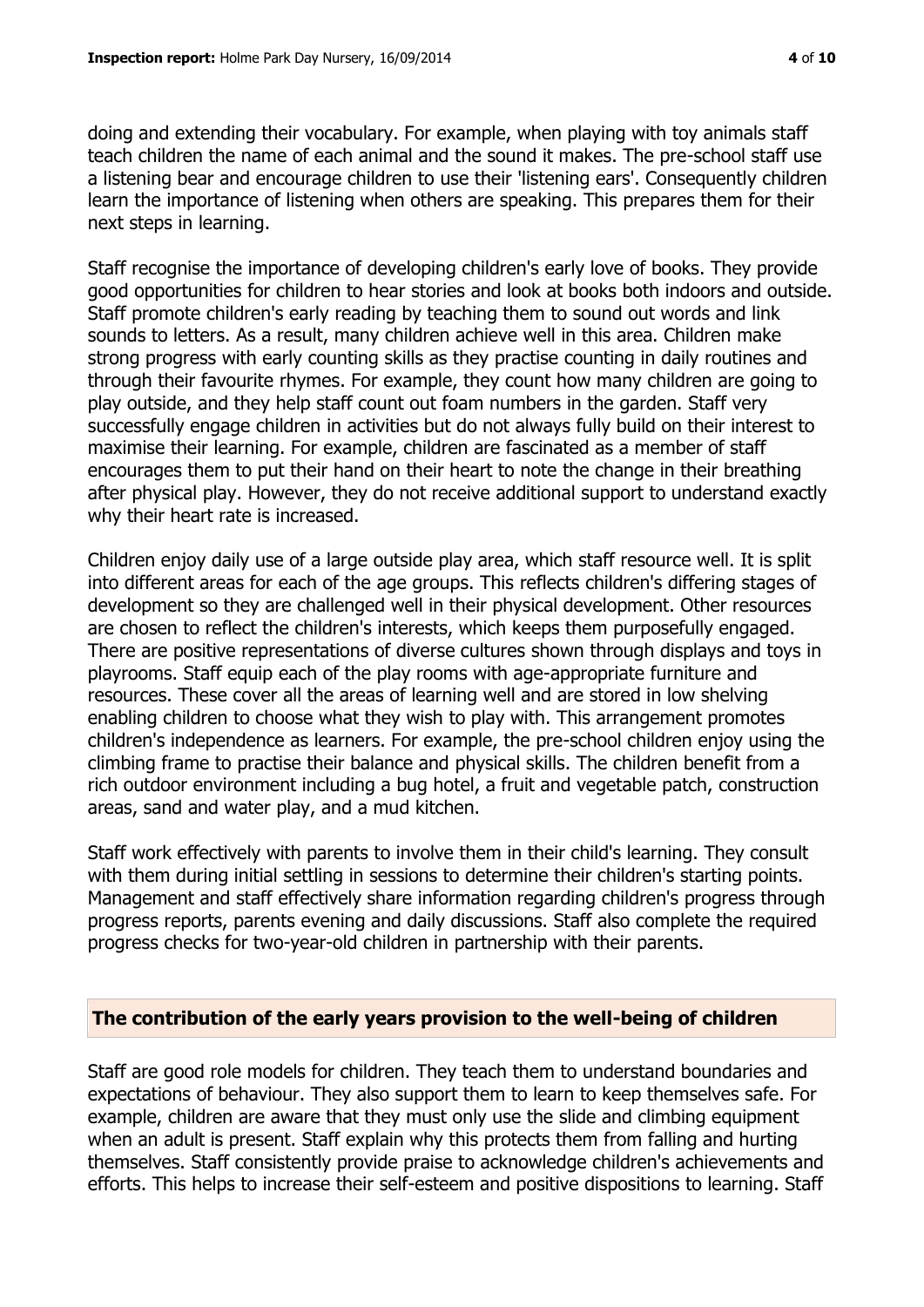doing and extending their vocabulary. For example, when playing with toy animals staff teach children the name of each animal and the sound it makes. The pre-school staff use a listening bear and encourage children to use their 'listening ears'. Consequently children learn the importance of listening when others are speaking. This prepares them for their next steps in learning.

Staff recognise the importance of developing children's early love of books. They provide good opportunities for children to hear stories and look at books both indoors and outside. Staff promote children's early reading by teaching them to sound out words and link sounds to letters. As a result, many children achieve well in this area. Children make strong progress with early counting skills as they practise counting in daily routines and through their favourite rhymes. For example, they count how many children are going to play outside, and they help staff count out foam numbers in the garden. Staff very successfully engage children in activities but do not always fully build on their interest to maximise their learning. For example, children are fascinated as a member of staff encourages them to put their hand on their heart to note the change in their breathing after physical play. However, they do not receive additional support to understand exactly why their heart rate is increased.

Children enjoy daily use of a large outside play area, which staff resource well. It is split into different areas for each of the age groups. This reflects children's differing stages of development so they are challenged well in their physical development. Other resources are chosen to reflect the children's interests, which keeps them purposefully engaged. There are positive representations of diverse cultures shown through displays and toys in playrooms. Staff equip each of the play rooms with age-appropriate furniture and resources. These cover all the areas of learning well and are stored in low shelving enabling children to choose what they wish to play with. This arrangement promotes children's independence as learners. For example, the pre-school children enjoy using the climbing frame to practise their balance and physical skills. The children benefit from a rich outdoor environment including a bug hotel, a fruit and vegetable patch, construction areas, sand and water play, and a mud kitchen.

Staff work effectively with parents to involve them in their child's learning. They consult with them during initial settling in sessions to determine their children's starting points. Management and staff effectively share information regarding children's progress through progress reports, parents evening and daily discussions. Staff also complete the required progress checks for two-year-old children in partnership with their parents.

## The contribution of the early years provision to the well-being of children

Staff are good role models for children. They teach them to understand boundaries and expectations of behaviour. They also support them to learn to keep themselves safe. For example, children are aware that they must only use the slide and climbing equipment when an adult is present. Staff explain why this protects them from falling and hurting themselves. Staff consistently provide praise to acknowledge children's achievements and efforts. This helps to increase their self-esteem and positive dispositions to learning. Staff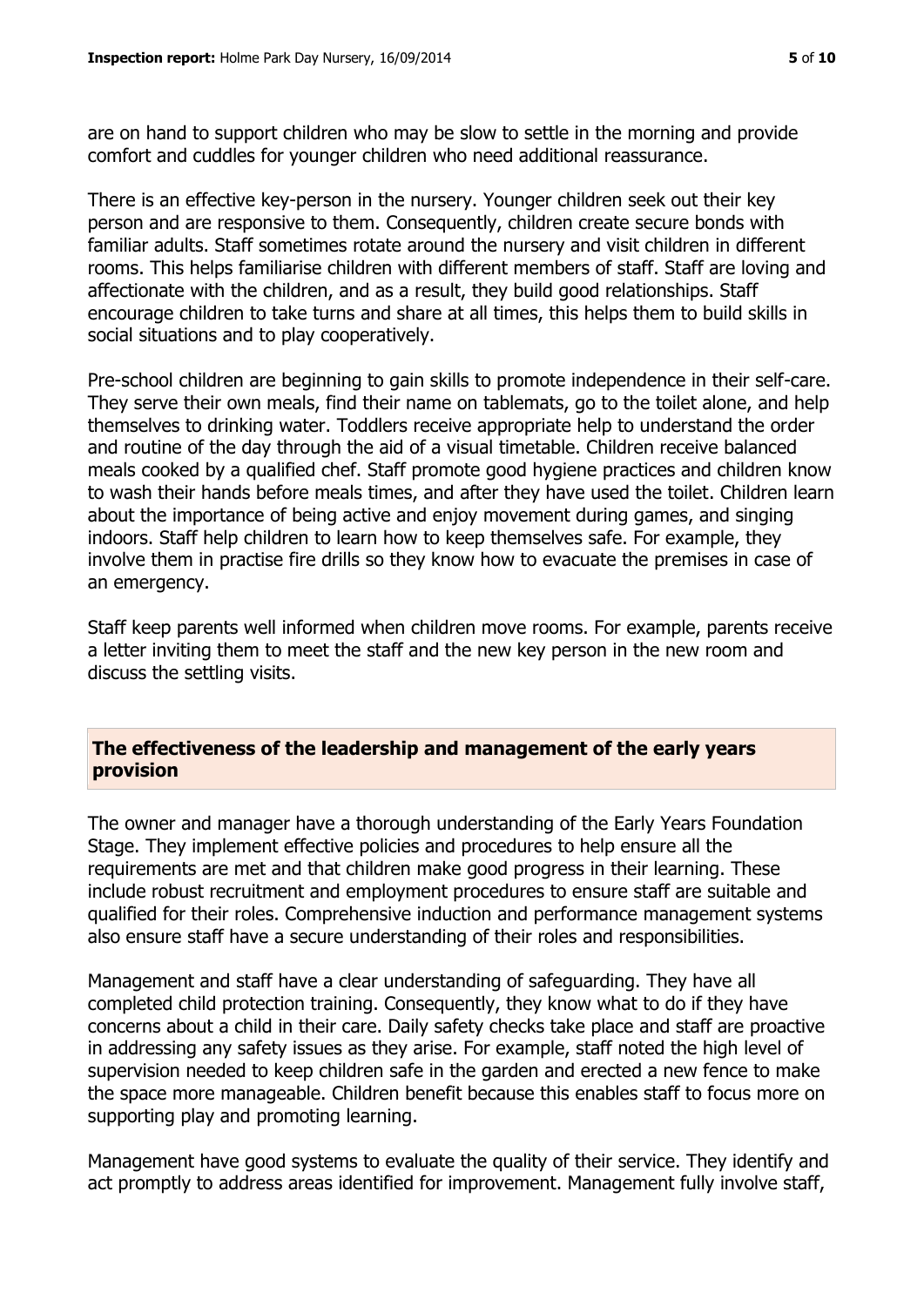are on hand to support children who may be slow to settle in the morning and provide comfort and cuddles for younger children who need additional reassurance.

There is an effective key-person in the nursery. Younger children seek out their key person and are responsive to them. Consequently, children create secure bonds with familiar adults. Staff sometimes rotate around the nursery and visit children in different rooms. This helps familiarise children with different members of staff. Staff are loving and affectionate with the children, and as a result, they build good relationships. Staff encourage children to take turns and share at all times, this helps them to build skills in social situations and to play cooperatively.

Pre-school children are beginning to gain skills to promote independence in their self-care. They serve their own meals, find their name on tablemats, go to the toilet alone, and help themselves to drinking water. Toddlers receive appropriate help to understand the order and routine of the day through the aid of a visual timetable. Children receive balanced meals cooked by a qualified chef. Staff promote good hygiene practices and children know to wash their hands before meals times, and after they have used the toilet. Children learn about the importance of being active and enjoy movement during games, and singing indoors. Staff help children to learn how to keep themselves safe. For example, they involve them in practise fire drills so they know how to evacuate the premises in case of an emergency.

Staff keep parents well informed when children move rooms. For example, parents receive a letter inviting them to meet the staff and the new key person in the new room and discuss the settling visits.

## The effectiveness of the leadership and management of the early years provision

The owner and manager have a thorough understanding of the Early Years Foundation Stage. They implement effective policies and procedures to help ensure all the requirements are met and that children make good progress in their learning. These include robust recruitment and employment procedures to ensure staff are suitable and qualified for their roles. Comprehensive induction and performance management systems also ensure staff have a secure understanding of their roles and responsibilities.

Management and staff have a clear understanding of safeguarding. They have all completed child protection training. Consequently, they know what to do if they have concerns about a child in their care. Daily safety checks take place and staff are proactive in addressing any safety issues as they arise. For example, staff noted the high level of supervision needed to keep children safe in the garden and erected a new fence to make the space more manageable. Children benefit because this enables staff to focus more on supporting play and promoting learning.

Management have good systems to evaluate the quality of their service. They identify and act promptly to address areas identified for improvement. Management fully involve staff,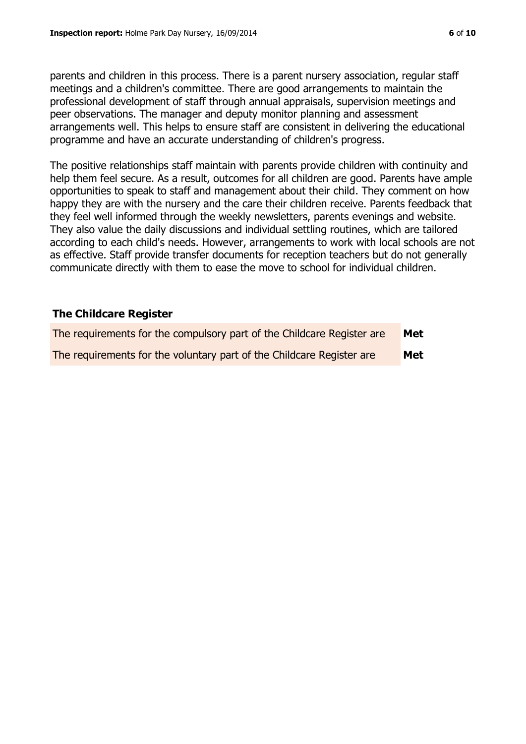parents and children in this process. There is a parent nursery association, regular staff meetings and a children's committee. There are good arrangements to maintain the professional development of staff through annual appraisals, supervision meetings and peer observations. The manager and deputy monitor planning and assessment arrangements well. This helps to ensure staff are consistent in delivering the educational programme and have an accurate understanding of children's progress.

The positive relationships staff maintain with parents provide children with continuity and help them feel secure. As a result, outcomes for all children are good. Parents have ample opportunities to speak to staff and management about their child. They comment on how happy they are with the nursery and the care their children receive. Parents feedback that they feel well informed through the weekly newsletters, parents evenings and website. They also value the daily discussions and individual settling routines, which are tailored according to each child's needs. However, arrangements to work with local schools are not as effective. Staff provide transfer documents for reception teachers but do not generally communicate directly with them to ease the move to school for individual children.

### The Childcare Register

| | |
|---|---|
| The requirements for the compulsory part of the Childcare Register are | **Met** |
| The requirements for the voluntary part of the Childcare Register are | **Met** |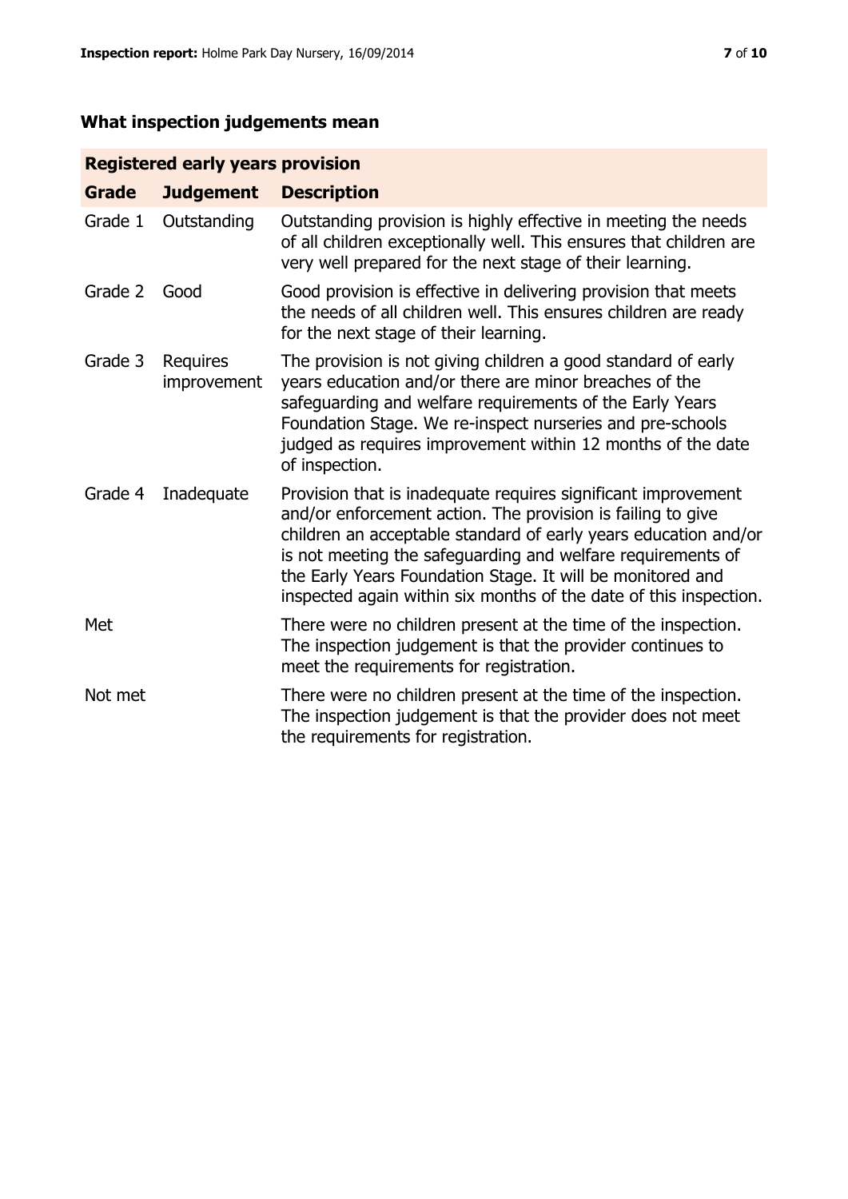## What inspection judgements mean

| Registered early years provision | | |
|---|---|---|
| **Grade** | **Judgement** | **Description** |
| Grade 1 | Outstanding | Outstanding provision is highly effective in meeting the needs of all children exceptionally well. This ensures that children are very well prepared for the next stage of their learning. |
| Grade 2 | Good | Good provision is effective in delivering provision that meets the needs of all children well. This ensures children are ready for the next stage of their learning. |
| Grade 3 | Requires improvement | The provision is not giving children a good standard of early years education and/or there are minor breaches of the safeguarding and welfare requirements of the Early Years Foundation Stage. We re-inspect nurseries and pre-schools judged as requires improvement within 12 months of the date of inspection. |
| Grade 4 | Inadequate | Provision that is inadequate requires significant improvement and/or enforcement action. The provision is failing to give children an acceptable standard of early years education and/or is not meeting the safeguarding and welfare requirements of the Early Years Foundation Stage. It will be monitored and inspected again within six months of the date of this inspection. |
| Met | | There were no children present at the time of the inspection. The inspection judgement is that the provider continues to meet the requirements for registration. |
| Not met | | There were no children present at the time of the inspection. The inspection judgement is that the provider does not meet the requirements for registration. |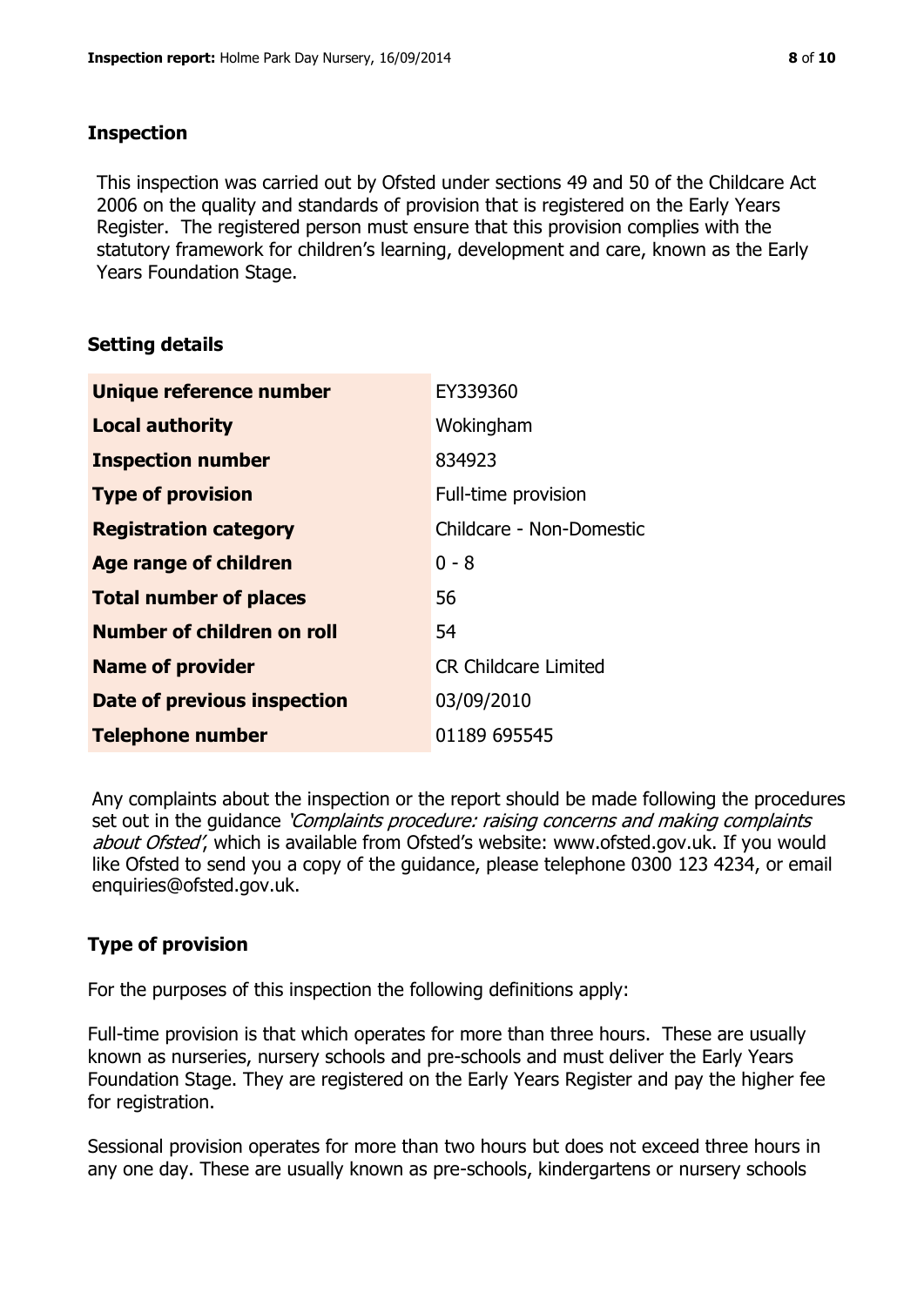## Inspection

This inspection was carried out by Ofsted under sections 49 and 50 of the Childcare Act 2006 on the quality and standards of provision that is registered on the Early Years Register. The registered person must ensure that this provision complies with the statutory framework for children's learning, development and care, known as the Early Years Foundation Stage.

## Setting details

| | |
|---|---|
| **Unique reference number** | EY339360 |
| **Local authority** | Wokingham |
| **Inspection number** | 834923 |
| **Type of provision** | Full-time provision |
| **Registration category** | Childcare - Non-Domestic |
| **Age range of children** | 0 - 8 |
| **Total number of places** | 56 |
| **Number of children on roll** | 54 |
| **Name of provider** | CR Childcare Limited |
| **Date of previous inspection** | 03/09/2010 |
| **Telephone number** | 01189 695545 |

Any complaints about the inspection or the report should be made following the procedures set out in the guidance *'Complaints procedure: raising concerns and making complaints about Ofsted'*, which is available from Ofsted's website: www.ofsted.gov.uk. If you would like Ofsted to send you a copy of the guidance, please telephone 0300 123 4234, or email enquiries@ofsted.gov.uk.

## Type of provision

For the purposes of this inspection the following definitions apply:

Full-time provision is that which operates for more than three hours. These are usually known as nurseries, nursery schools and pre-schools and must deliver the Early Years Foundation Stage. They are registered on the Early Years Register and pay the higher fee for registration.

Sessional provision operates for more than two hours but does not exceed three hours in any one day. These are usually known as pre-schools, kindergartens or nursery schools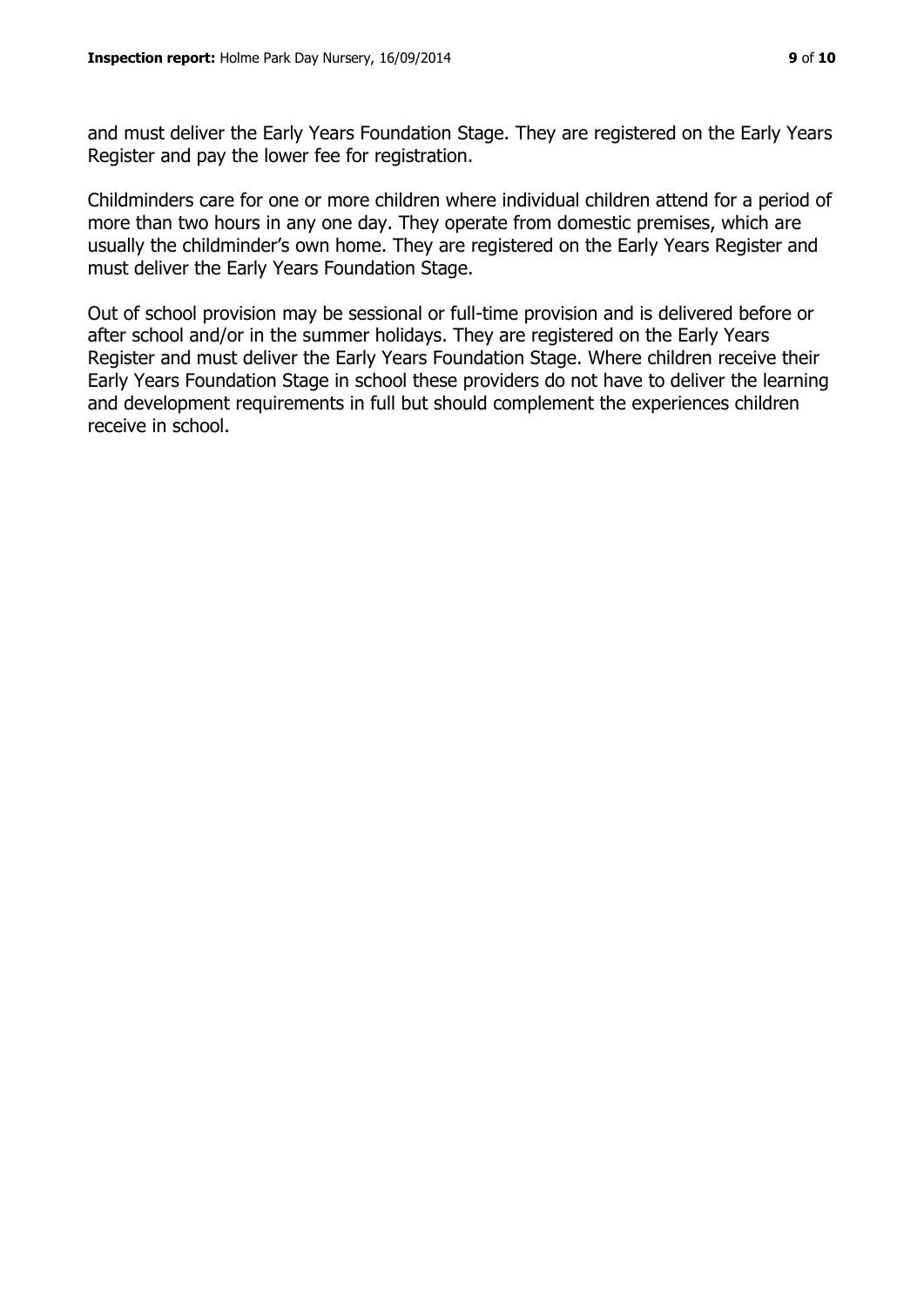and must deliver the Early Years Foundation Stage. They are registered on the Early Years Register and pay the lower fee for registration.

Childminders care for one or more children where individual children attend for a period of more than two hours in any one day. They operate from domestic premises, which are usually the childminder's own home. They are registered on the Early Years Register and must deliver the Early Years Foundation Stage.

Out of school provision may be sessional or full-time provision and is delivered before or after school and/or in the summer holidays. They are registered on the Early Years Register and must deliver the Early Years Foundation Stage. Where children receive their Early Years Foundation Stage in school these providers do not have to deliver the learning and development requirements in full but should complement the experiences children receive in school.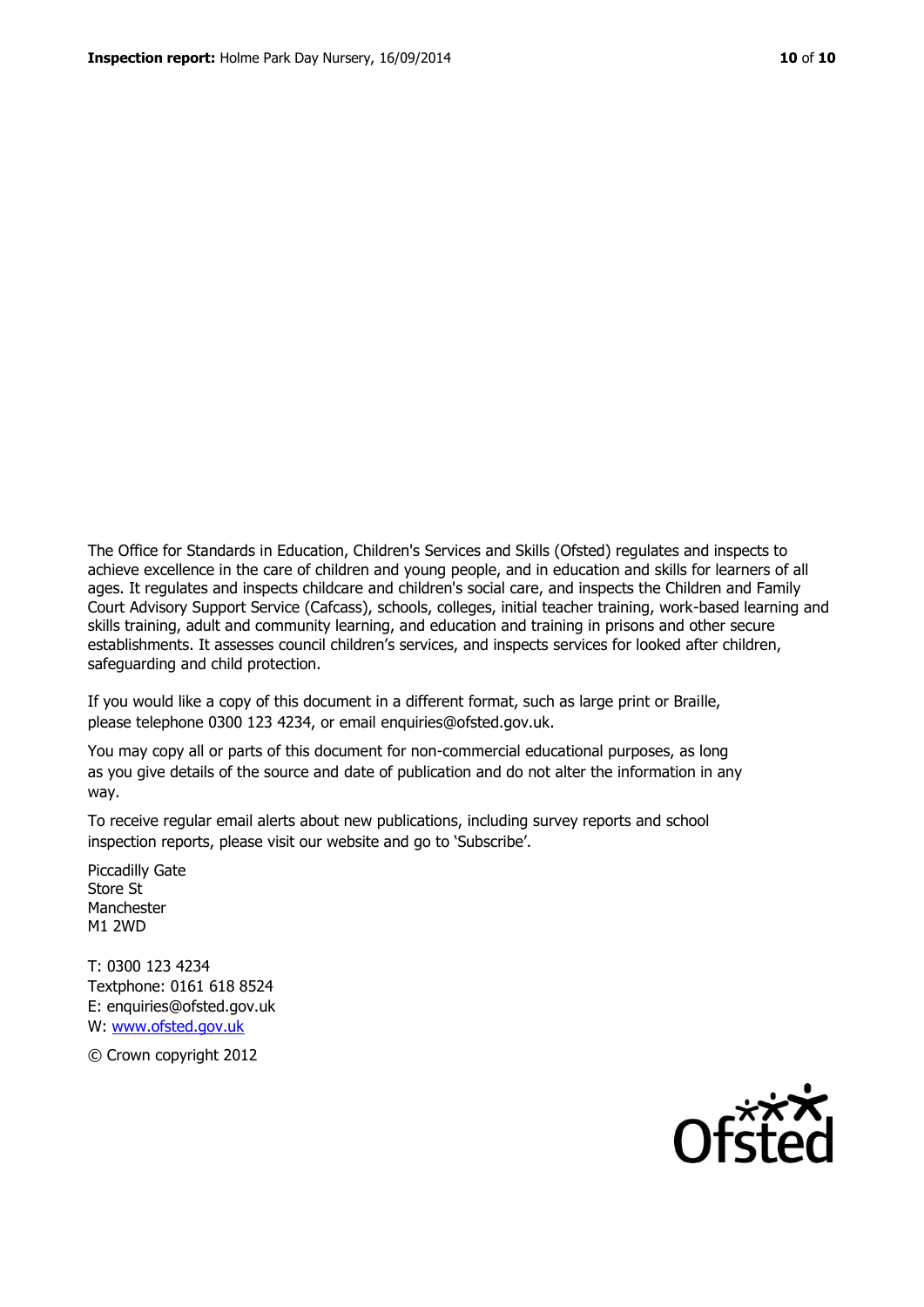The Office for Standards in Education, Children's Services and Skills (Ofsted) regulates and inspects to achieve excellence in the care of children and young people, and in education and skills for learners of all ages. It regulates and inspects childcare and children's social care, and inspects the Children and Family Court Advisory Support Service (Cafcass), schools, colleges, initial teacher training, work-based learning and skills training, adult and community learning, and education and training in prisons and other secure establishments. It assesses council children's services, and inspects services for looked after children, safeguarding and child protection.

If you would like a copy of this document in a different format, such as large print or Braille, please telephone 0300 123 4234, or email enquiries@ofsted.gov.uk.

You may copy all or parts of this document for non-commercial educational purposes, as long as you give details of the source and date of publication and do not alter the information in any way.

To receive regular email alerts about new publications, including survey reports and school inspection reports, please visit our website and go to 'Subscribe'.

Piccadilly Gate
Store St
Manchester
M1 2WD

T: 0300 123 4234
Textphone: 0161 618 8524
E: enquiries@ofsted.gov.uk
W: [www.ofsted.gov.uk](http://www.ofsted.gov.uk)

© Crown copyright 2012